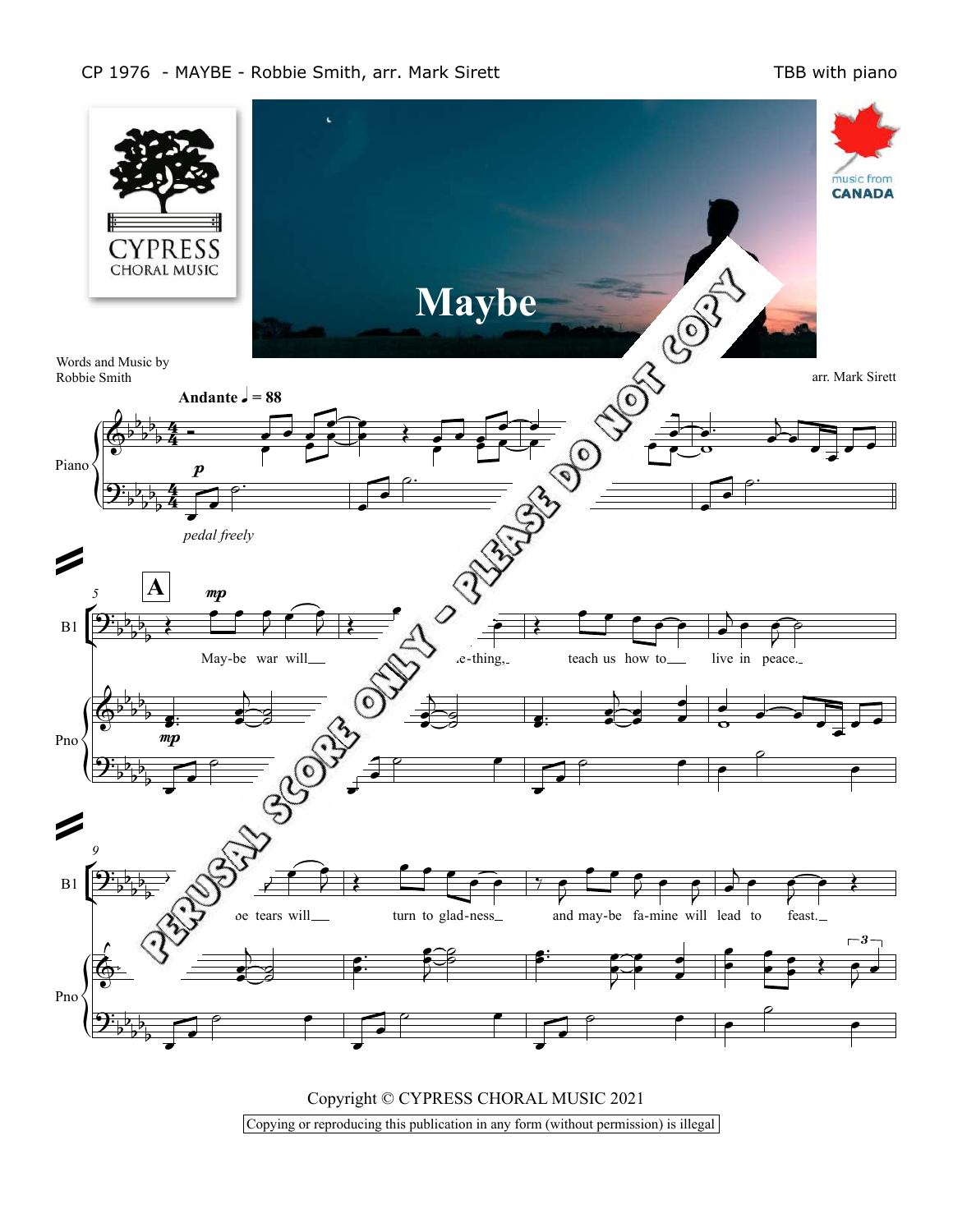CP 1976 - MAYBE - Robbie Smith, arr. Mark Sirett

TBB with piano

CYPRESS CHORAL MUSIC

music from CANADA

# Maybe

Words and Music by Robbie Smith

arr. Mark Sirett

Andante ♩ = 88

*p*

*pedal freely*

**A**

*mp*

May-be war will ... -thing, teach us how to live in peace.

... tears will turn to glad-ness and may-be fa-mine will lead to feast.

PERUSAL SCORE ONLY - PLEASE DO NOT COPY

Copyright © CYPRESS CHORAL MUSIC 2021

Copying or reproducing this publication in any form (without permission) is illegal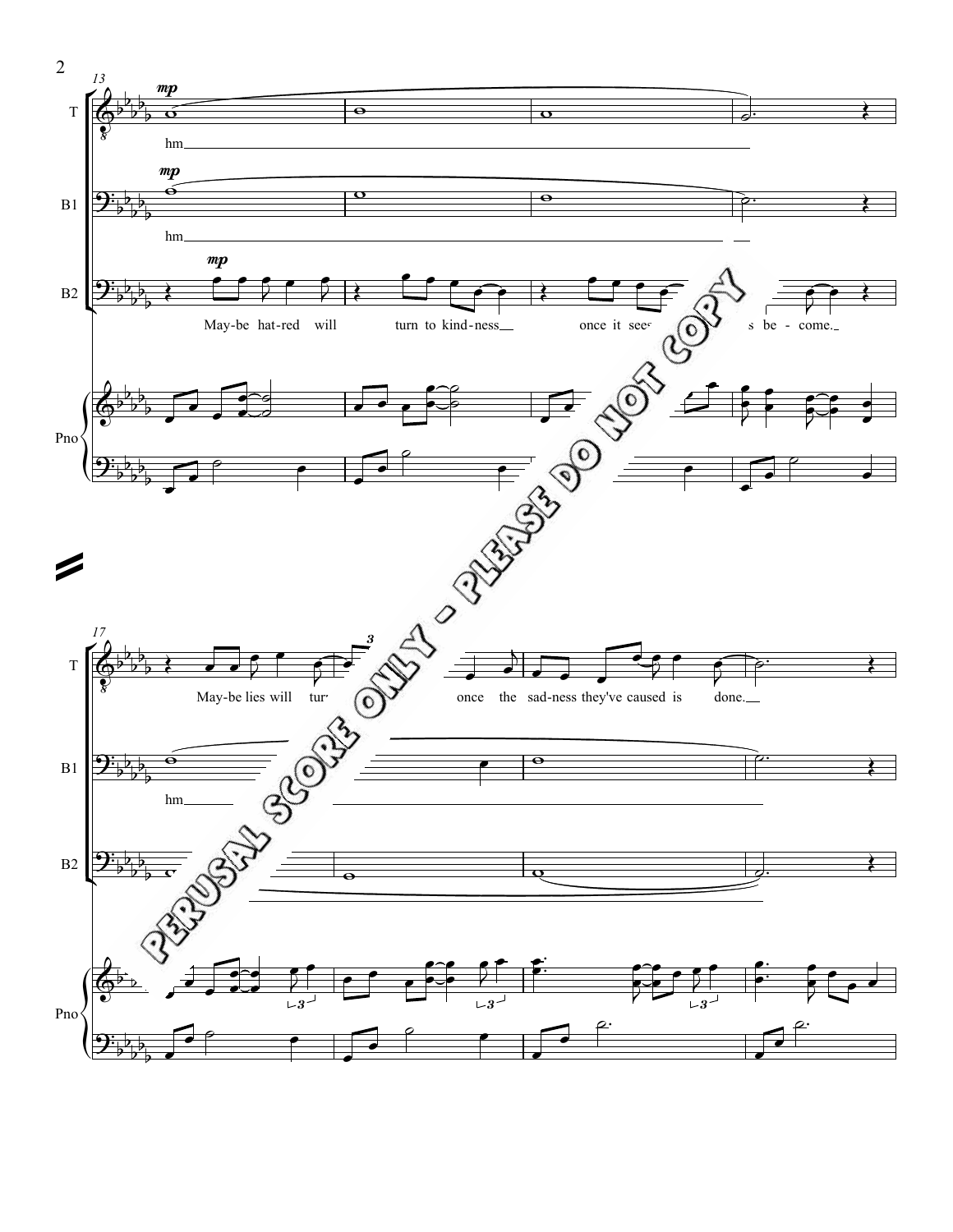T: hm

B1: hm

B2: May-be hat-red will turn to kind-ness once it sees ... s be - come.

T: May-be lies will tur... once the sad-ness they've caused is done.

B1: hm

PERUSAL SCORE ONLY - PLEASE DO NOT COPY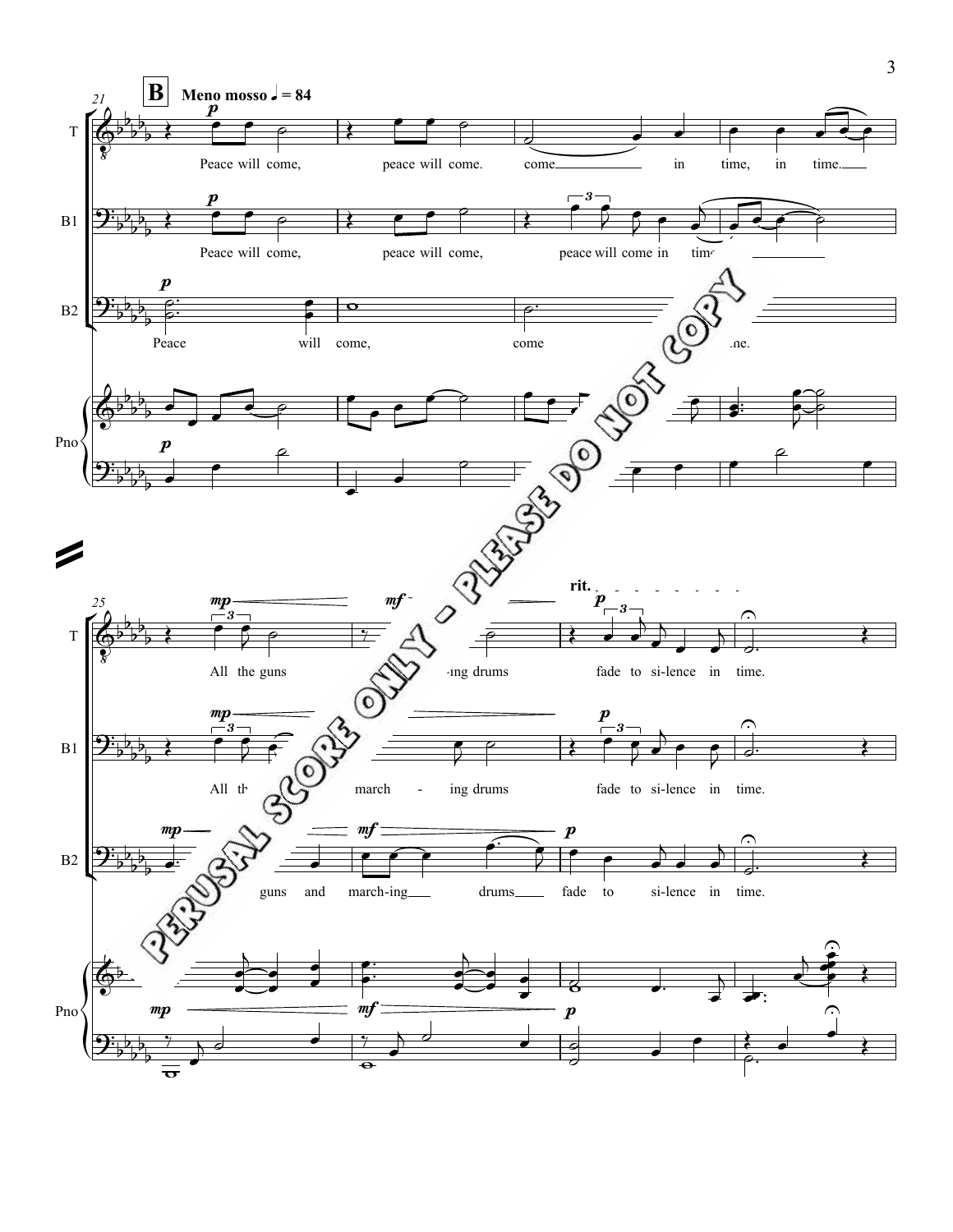**B** **Meno mosso** ♩ = 84

T: Peace will come, peace will come. come in time, in time.

B1: Peace will come, peace will come, peace will come in time.

B2: Peace will come, come time.

T: All the guns -ing drums fade to si-lence in time.

B1: All the march - ing drums fade to si-lence in time.

B2: guns and march-ing drums fade to si-lence in time.

rit.

PERUSAL SCORE ONLY - PLEASE DO NOT COPY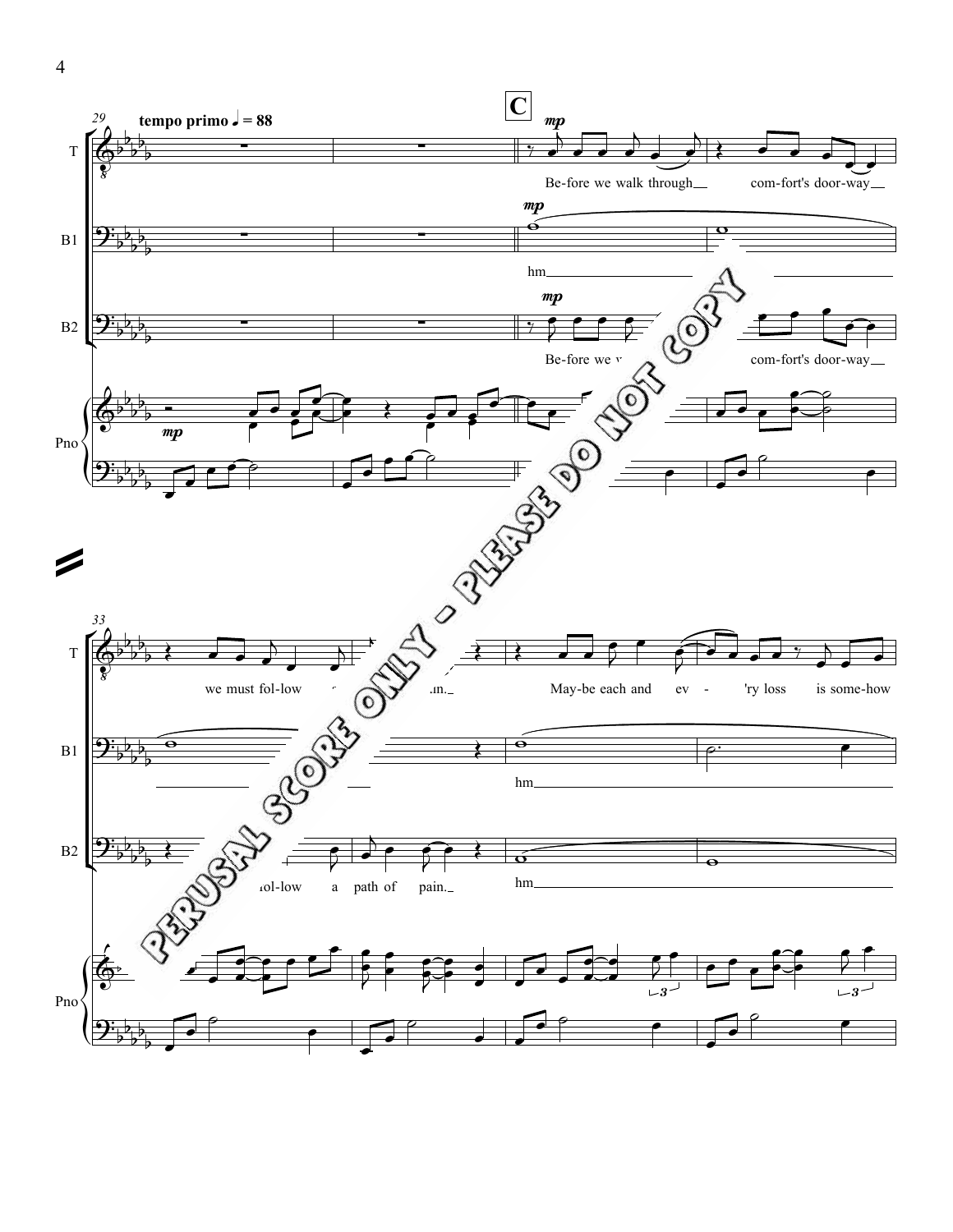29 **tempo primo** ♩ = 88

**C**

T: *mp* Be-fore we walk through comf-ort's door-way

B1: *mp* hm

B2: *mp* Be-fore we w... com-fort's door-way

Pno: *mp*

33

T: we must fol-low ... ...in. May-be each and ev - 'ry loss is some-how

B1: hm

B2: ...fol-low a path of pain. hm

Pno

PERUSAL SCORE ONLY - PLEASE DO NOT COPY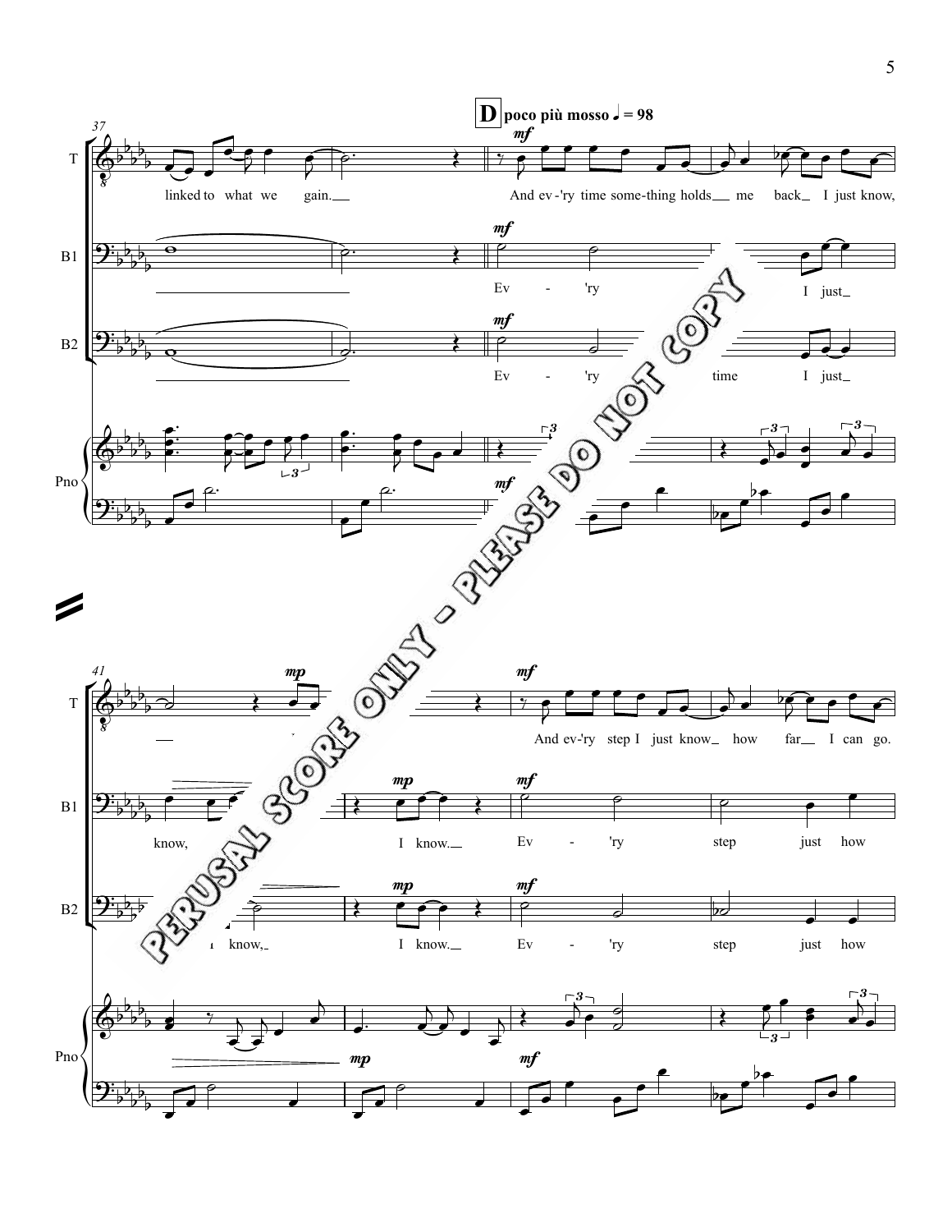**D** poco più mosso ♩ = 98

T: linked to what we gain. And ev-'ry time some-thing holds me back I just know,

B1: Ev - 'ry I just

B2: Ev - 'ry time I just

Pno

T: And ev-'ry step I just know how far I can go.

B1: know, I know. Ev - 'ry step just how

B2: know, I know. Ev - 'ry step just how

Pno

PERUSAL SCORE ONLY - PLEASE DO NOT COPY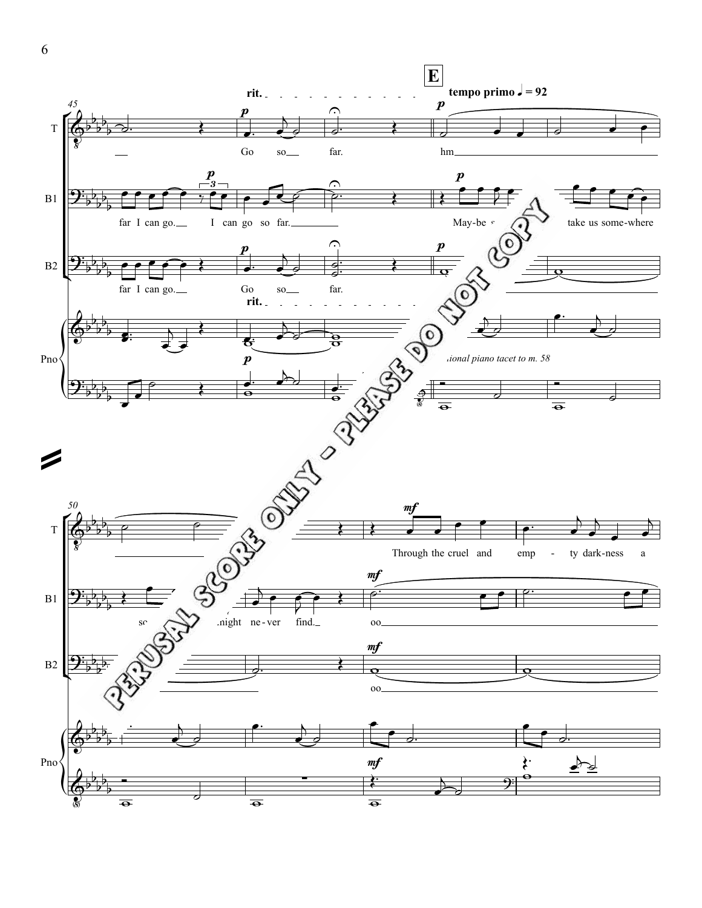**E**

rit. — tempo primo ♩ = 92

45

T: Go so far. hm

B1: far I can go. I can go so far. May-be ... take us some-where

B2: far I can go. Go so far.

Pno: *...ional piano tacet to m. 58*

50

T: Through the cruel and emp - ty dark-ness a

B1: so... night ne-ver find. oo

B2: oo

PERUSAL SCORE ONLY - PLEASE DO NOT COPY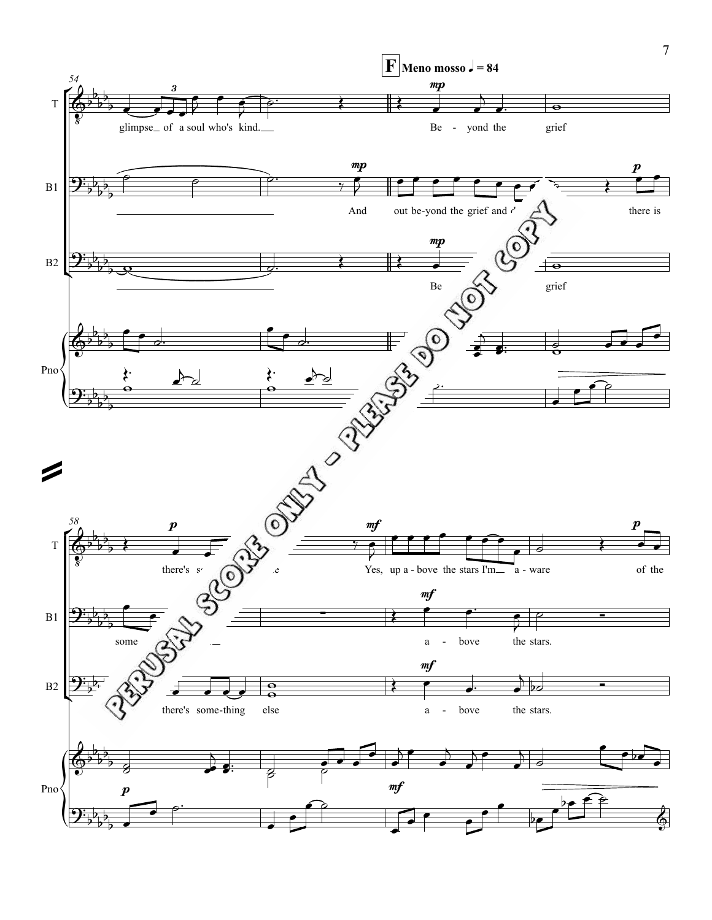**F** **Meno mosso ♩ = 84**

PERUSAL SCORE ONLY - PLEASE DO NOT COPY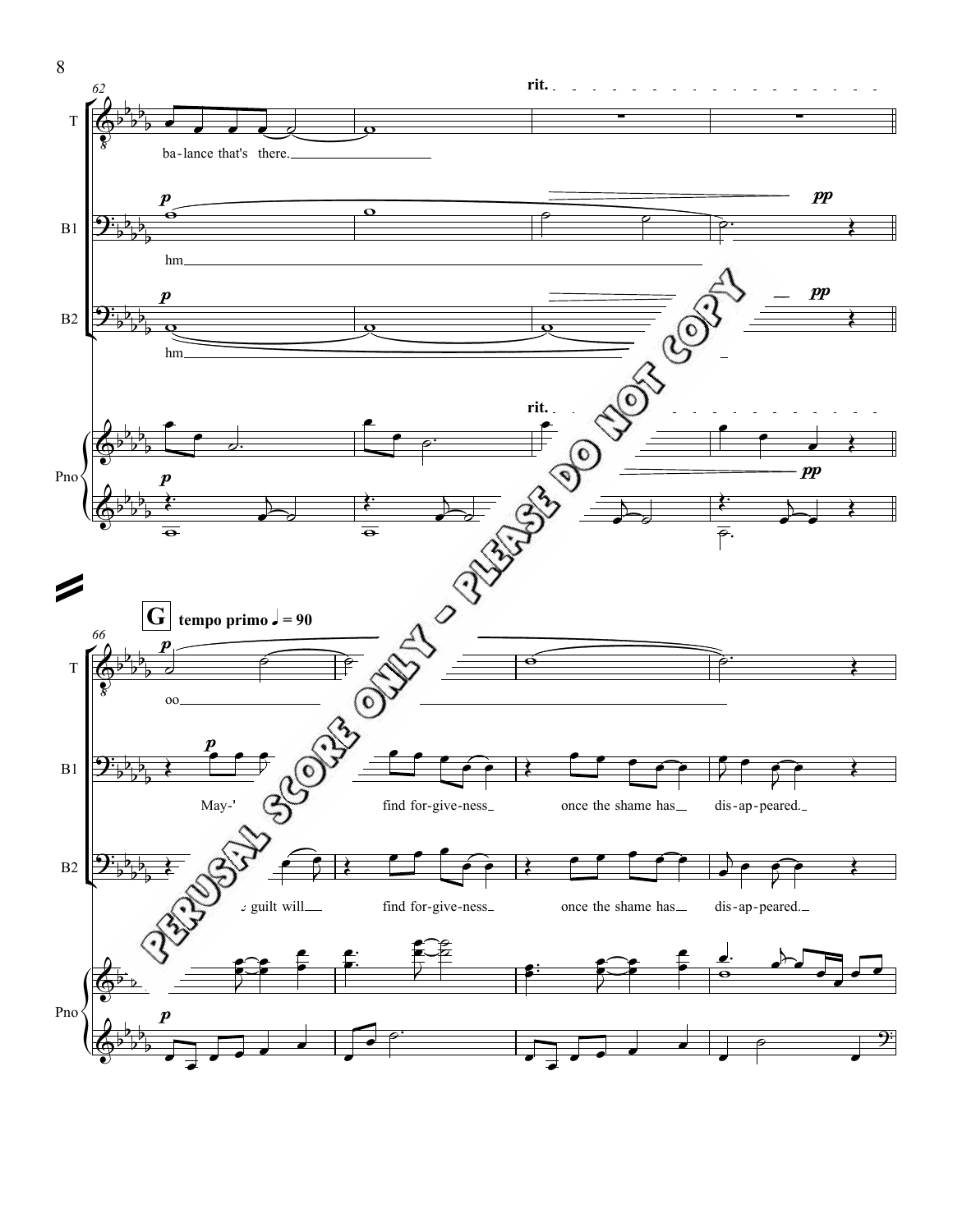62

rit.

T

ba-lance that's there.

B1

*p* hm *pp*

B2

*p* hm *pp*

Pno

*p* *pp*

**G** **tempo primo ♩ = 90**

66

T

*p* oo

B1

*p* May-' find for-give-ness once the shame has dis-ap-peared.

B2

guilt will find for-give-ness once the shame has dis-ap-peared.

Pno

*p*

PERUSAL SCORE ONLY - PLEASE DO NOT COPY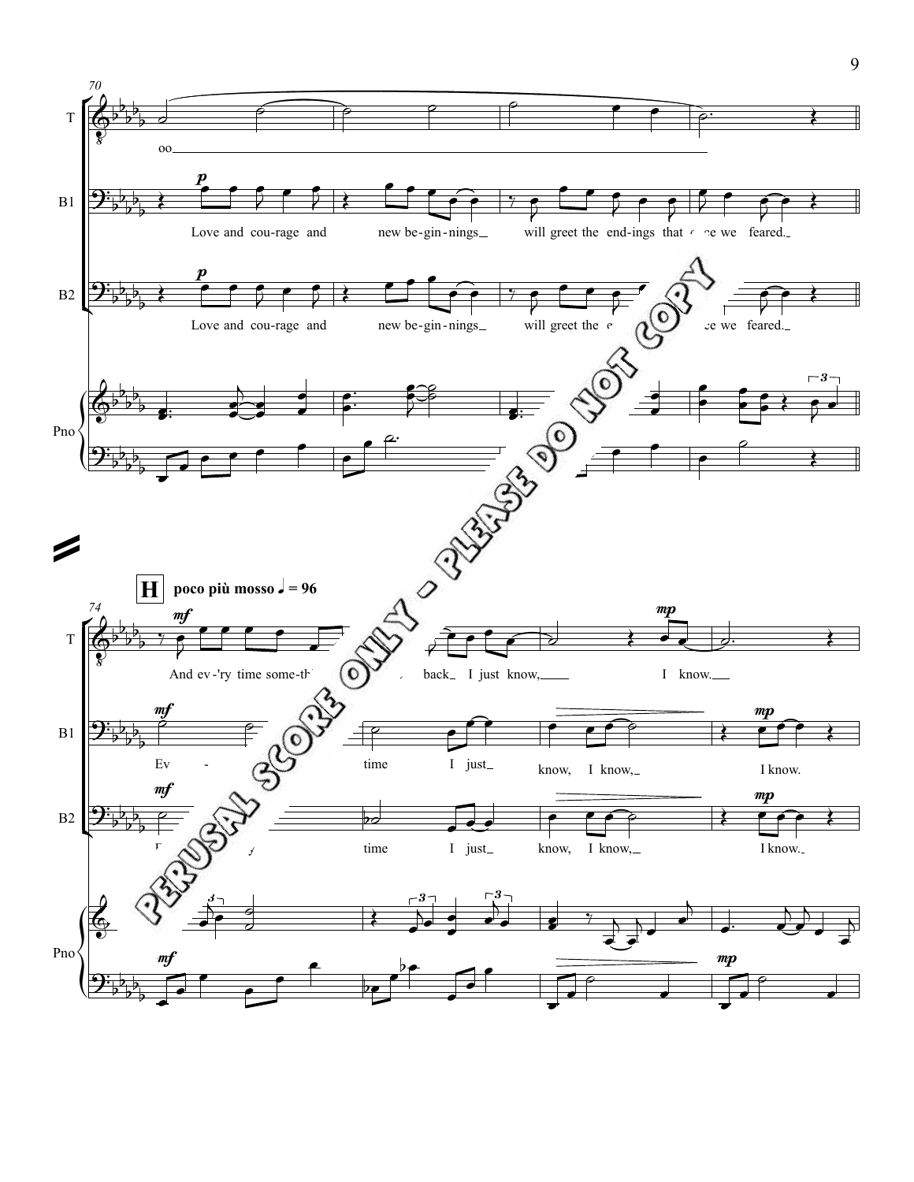T: oo

B1: *p* Love and cou-rage and new be-gin-nings will greet the end-ings that once we feared.

B2: *p* Love and cou-rage and new be-gin-nings will greet the end-ings that once we feared.

Pno

**H** **poco più mosso ♩ = 96**

T: *mf* And ev-'ry time some-thing comes back I just know, *mp* I know.

B1: *mf* Ev - 'ry time I just know, I know, *mp* I know.

B2: *mf* Ev - 'ry time I just know, I know, *mp* I know.

Pno: *mf* *mp*

PERUSAL SCORE ONLY - PLEASE DO NOT COPY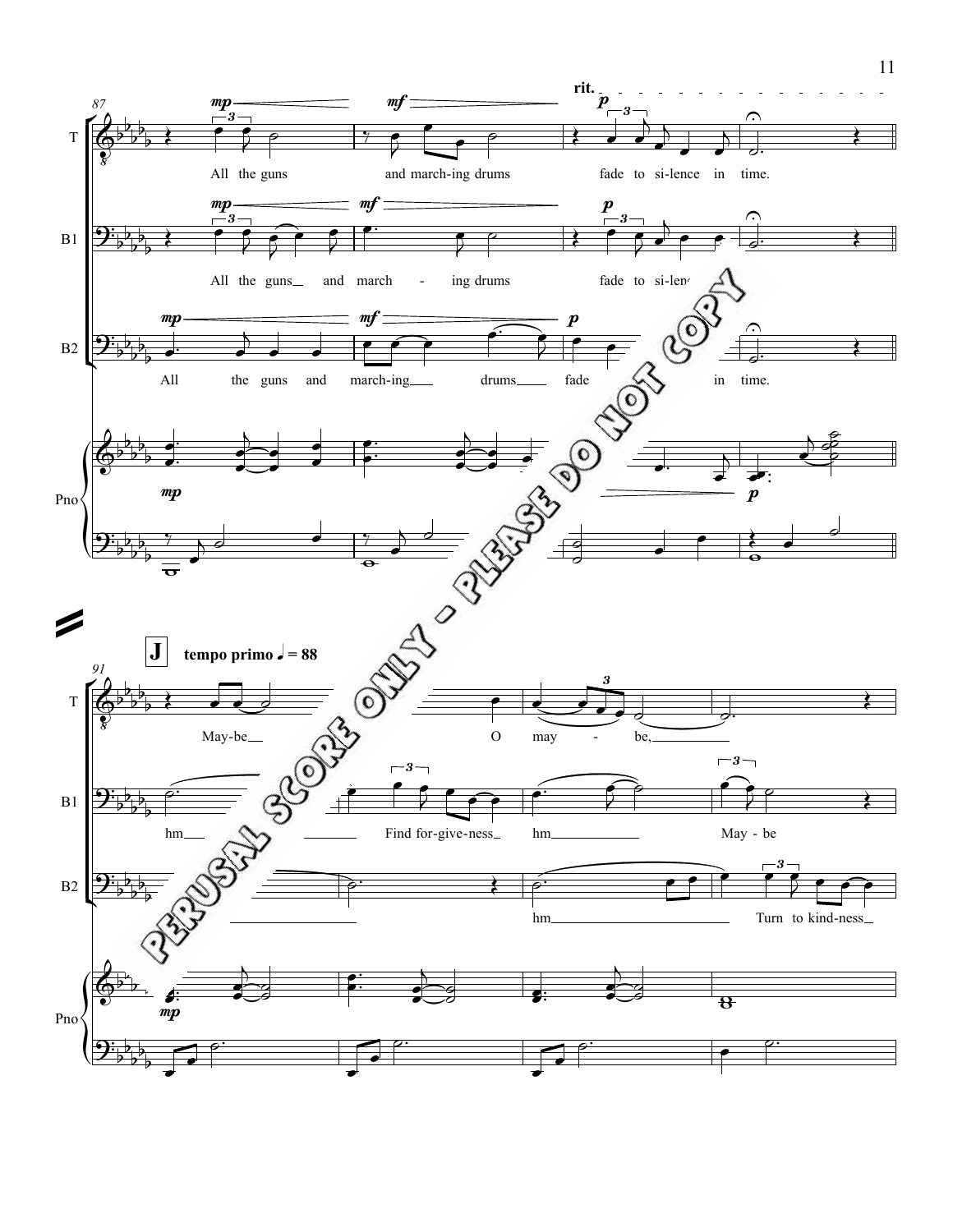87

T: All the guns and march-ing drums fade to si-lence in time.

B1: All the guns and march - ing drums fade to si-len...

B2: All the guns and march-ing drums fade ... in time.

Pno

**J** tempo primo ♩ = 88

91

T: May-be ... O may - be,

B1: hm ... Find for-give-ness hm May - be

B2: ... hm Turn to kind-ness

Pno

PERUSAL SCORE ONLY - PLEASE DO NOT COPY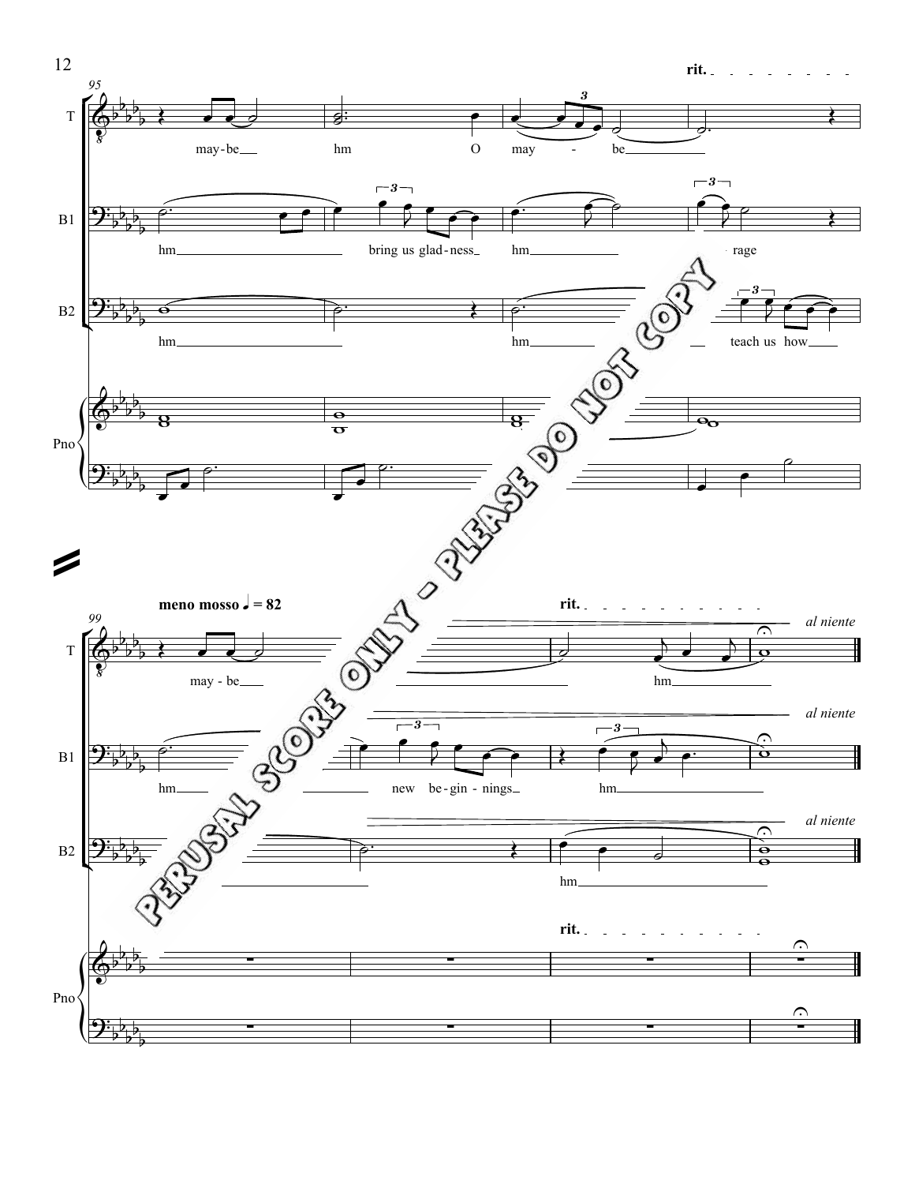rit.

95

T: may-be hm O may - be

B1: hm bring us glad-ness hm rage

B2: hm hm teach us how

Pno

meno mosso ♩ = 82

rit.

99

T: may - be hm *al niente*

B1: hm new be-gin-nings hm *al niente*

B2: hm *al niente*

Pno

rit.

PERUSAL SCORE ONLY - PLEASE DO NOT COPY